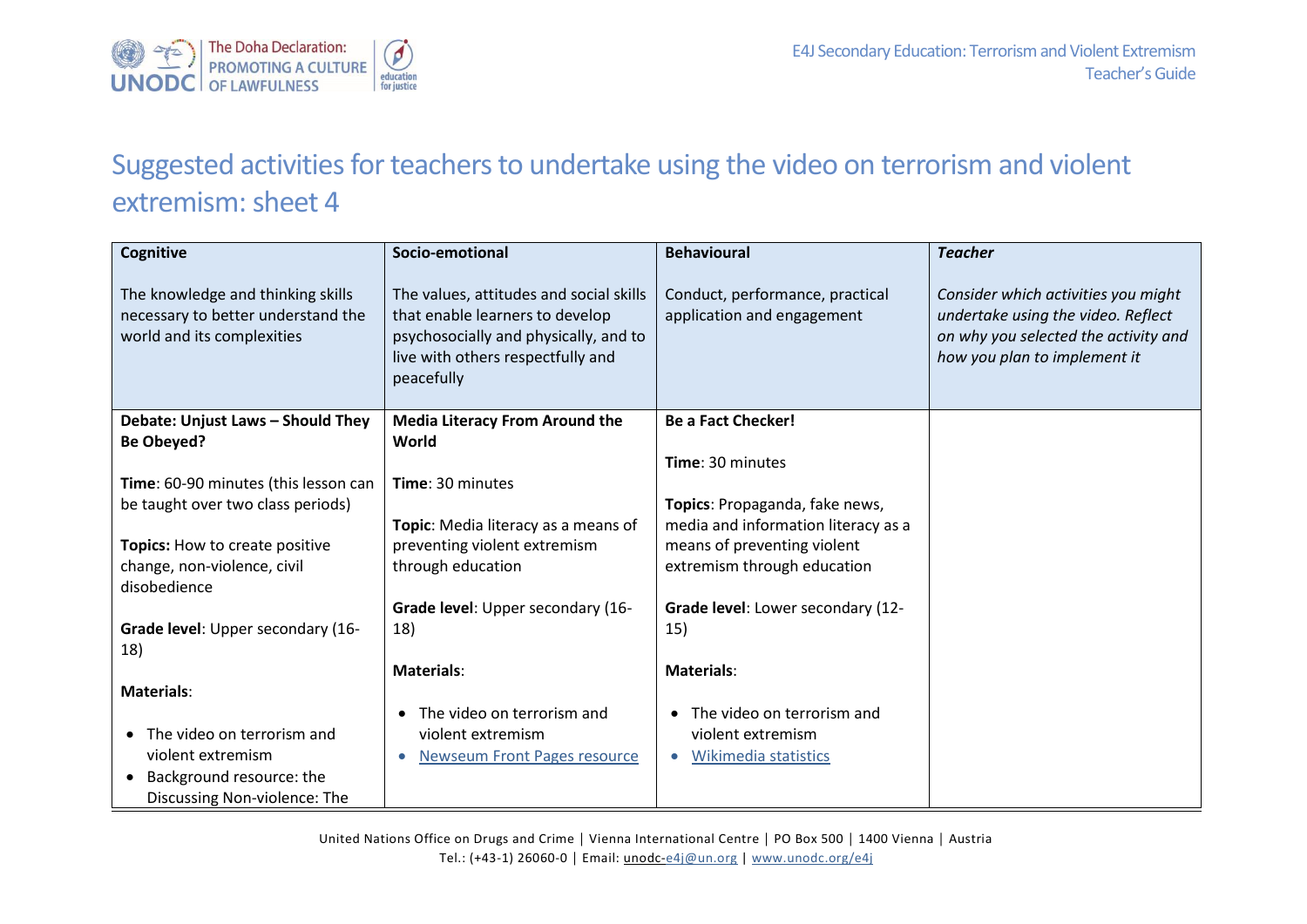# Suggested activities for teachers to undertake using the video on terrorism and violent extremism: sheet 4

| **Cognitive**<br><br>The knowledge and thinking skills necessary to better understand the world and its complexities | **Socio-emotional**<br><br>The values, attitudes and social skills that enable learners to develop psychosocially and physically, and to live with others respectfully and peacefully | **Behavioural**<br><br>Conduct, performance, practical application and engagement | ***Teacher***<br><br>*Consider which activities you might undertake using the video. Reflect on why you selected the activity and how you plan to implement it* |
|---|---|---|---|
| **Debate: Unjust Laws – Should They Be Obeyed?**<br><br>**Time**: 60-90 minutes (this lesson can be taught over two class periods)<br><br>**Topics:** How to create positive change, non-violence, civil disobedience<br><br>**Grade level**: Upper secondary (16-18)<br><br>**Materials**:<br><br>• The video on terrorism and violent extremism<br>• Background resource: the Discussing Non-violence: The | **Media Literacy From Around the World**<br><br>**Time**: 30 minutes<br><br>**Topic**: Media literacy as a means of preventing violent extremism through education<br><br>**Grade level**: Upper secondary (16-18)<br><br>**Materials**:<br><br>• The video on terrorism and violent extremism<br>• Newseum Front Pages resource | **Be a Fact Checker!**<br><br>**Time**: 30 minutes<br><br>**Topics**: Propaganda, fake news, media and information literacy as a means of preventing violent extremism through education<br><br>**Grade level**: Lower secondary (12-15)<br><br>**Materials**:<br><br>• The video on terrorism and violent extremism<br>• Wikimedia statistics | |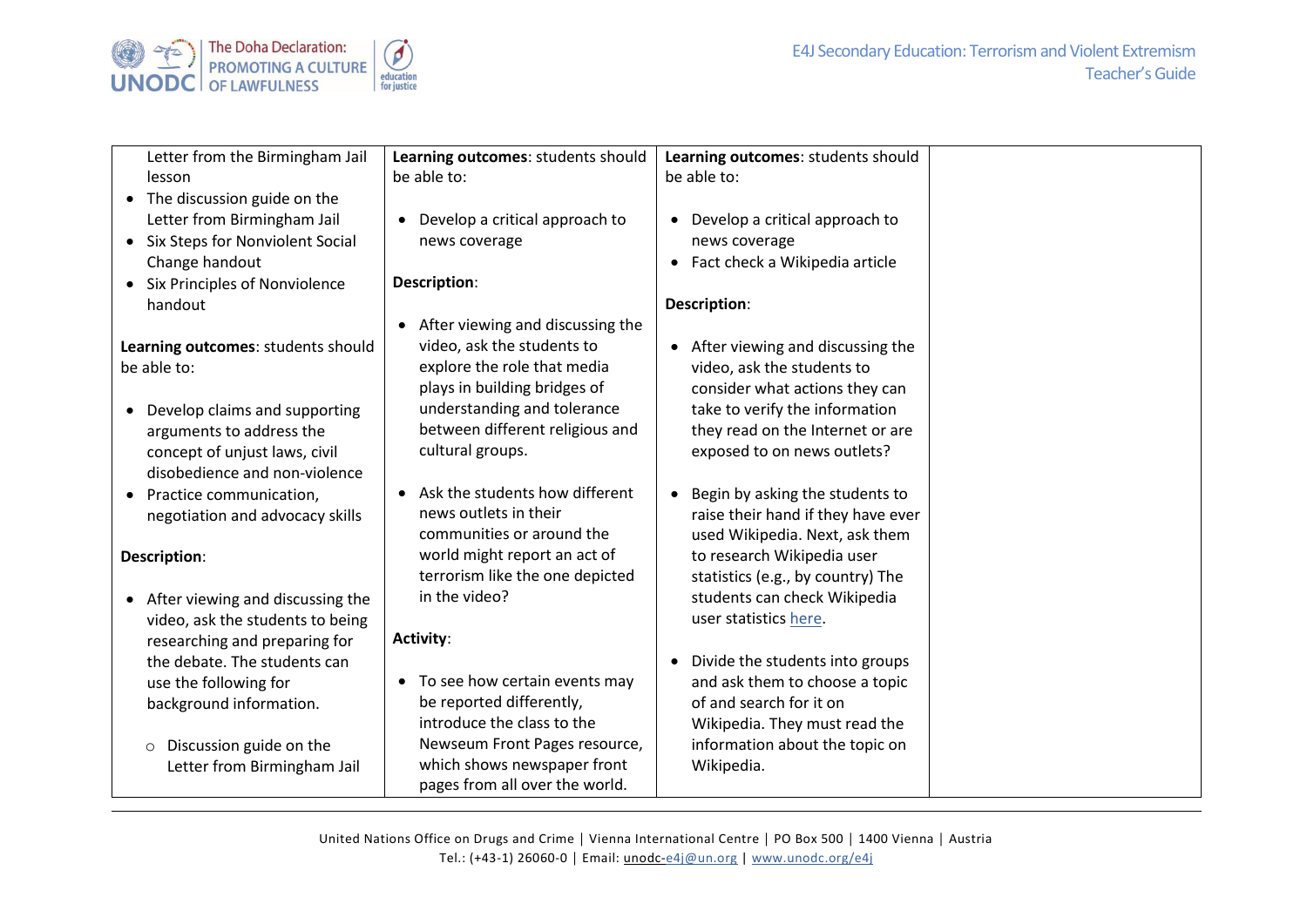| | | | |
|---|---|---|---|
| Letter from the Birmingham Jail lesson<br>• The discussion guide on the Letter from Birmingham Jail<br>• Six Steps for Nonviolent Social Change handout<br>• Six Principles of Nonviolence handout<br><br>**Learning outcomes**: students should be able to:<br><br>• Develop claims and supporting arguments to address the concept of unjust laws, civil disobedience and non-violence<br>• Practice communication, negotiation and advocacy skills<br><br>**Description**:<br><br>• After viewing and discussing the video, ask the students to being researching and preparing for the debate. The students can use the following for background information.<br><br>&nbsp;&nbsp;&nbsp;&nbsp;○ Discussion guide on the Letter from Birmingham Jail | **Learning outcomes**: students should be able to:<br><br>• Develop a critical approach to news coverage<br><br>**Description**:<br><br>• After viewing and discussing the video, ask the students to explore the role that media plays in building bridges of understanding and tolerance between different religious and cultural groups.<br><br>• Ask the students how different news outlets in their communities or around the world might report an act of terrorism like the one depicted in the video?<br><br>**Activity**:<br><br>• To see how certain events may be reported differently, introduce the class to the Newseum Front Pages resource, which shows newspaper front pages from all over the world. | **Learning outcomes**: students should be able to:<br><br>• Develop a critical approach to news coverage<br>• Fact check a Wikipedia article<br><br>**Description**:<br><br>• After viewing and discussing the video, ask the students to consider what actions they can take to verify the information they read on the Internet or are exposed to on news outlets?<br><br>• Begin by asking the students to raise their hand if they have ever used Wikipedia. Next, ask them to research Wikipedia user statistics (e.g., by country) The students can check Wikipedia user statistics here.<br><br>• Divide the students into groups and ask them to choose a topic of and search for it on Wikipedia. They must read the information about the topic on Wikipedia. | |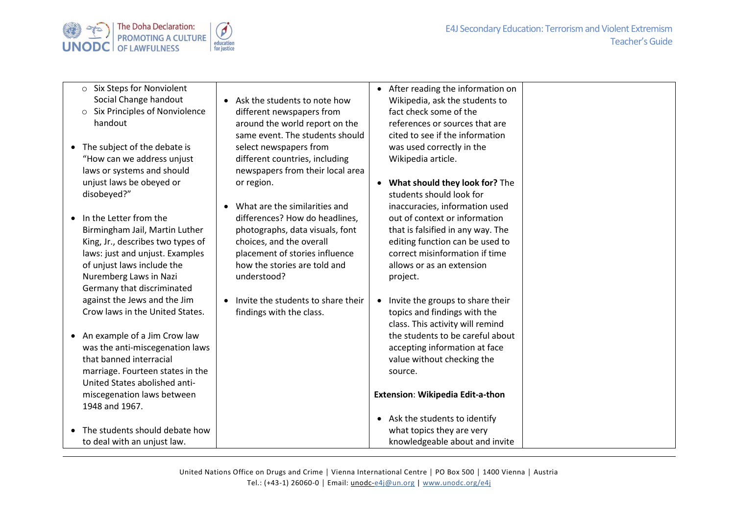| | | | |
|---|---|---|---|
| ◦ Six Steps for Nonviolent Social Change handout<br>◦ Six Principles of Nonviolence handout<br><br>• The subject of the debate is "How can we address unjust laws or systems and should unjust laws be obeyed or disobeyed?"<br><br>• In the Letter from the Birmingham Jail, Martin Luther King, Jr., describes two types of laws: just and unjust. Examples of unjust laws include the Nuremberg Laws in Nazi Germany that discriminated against the Jews and the Jim Crow laws in the United States.<br><br>• An example of a Jim Crow law was the anti-miscegenation laws that banned interracial marriage. Fourteen states in the United States abolished anti-miscegenation laws between 1948 and 1967.<br><br>• The students should debate how to deal with an unjust law. | • Ask the students to note how different newspapers from around the world report on the same event. The students should select newspapers from different countries, including newspapers from their local area or region.<br><br>• What are the similarities and differences? How do headlines, photographs, data visuals, font choices, and the overall placement of stories influence how the stories are told and understood?<br><br>• Invite the students to share their findings with the class. | • After reading the information on Wikipedia, ask the students to fact check some of the references or sources that are cited to see if the information was used correctly in the Wikipedia article.<br><br>• **What should they look for?** The students should look for inaccuracies, information used out of context or information that is falsified in any way. The editing function can be used to correct misinformation if time allows or as an extension project.<br><br>• Invite the groups to share their topics and findings with the class. This activity will remind the students to be careful about accepting information at face value without checking the source.<br><br>**Extension**: **Wikipedia Edit-a-thon**<br><br>• Ask the students to identify what topics they are very knowledgeable about and invite | |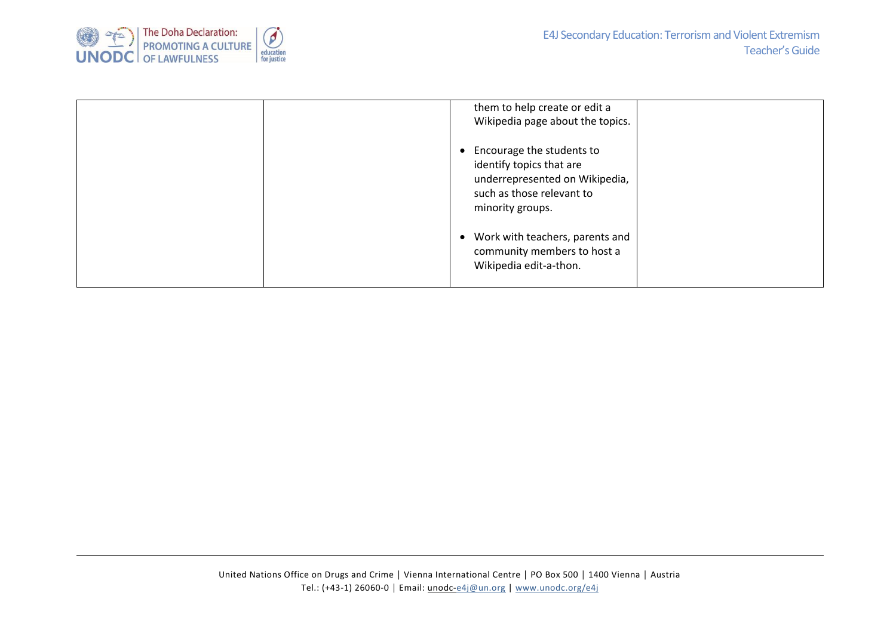| | | | |
|---|---|---|---|
| | | them to help create or edit a Wikipedia page about the topics.<br><br>• Encourage the students to identify topics that are underrepresented on Wikipedia, such as those relevant to minority groups.<br><br>• Work with teachers, parents and community members to host a Wikipedia edit-a-thon. | |